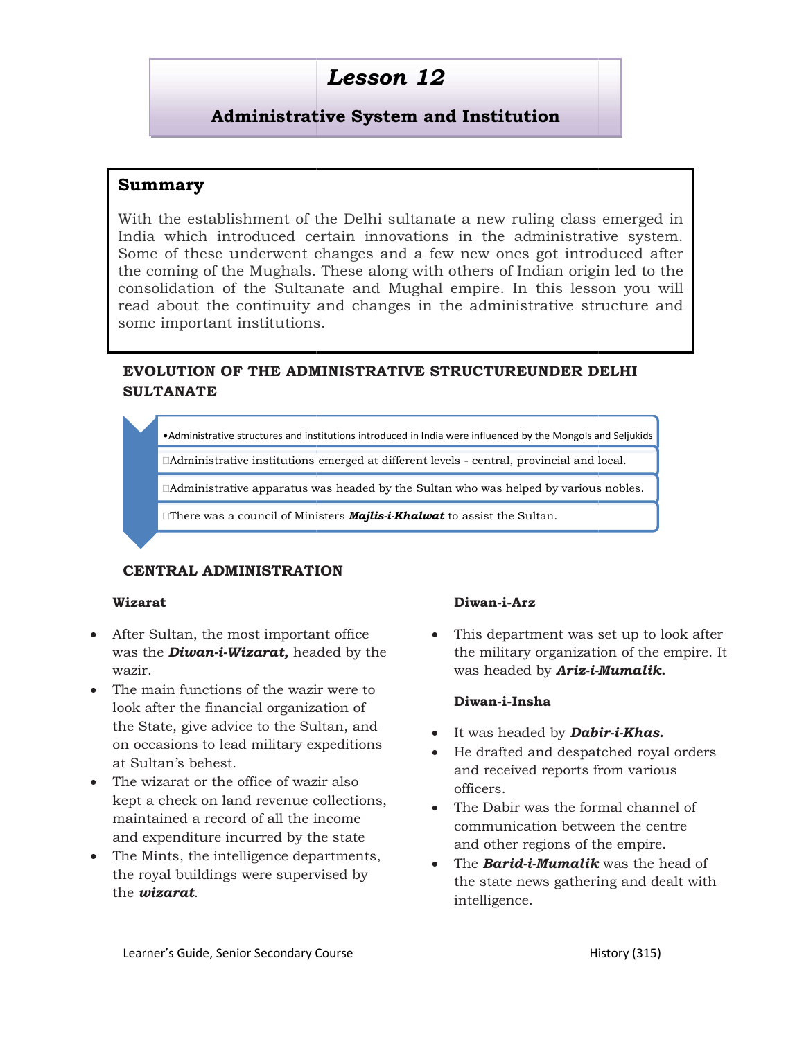# Lesson 12

## Administrative System and Institution

### Summary

With the establishment of the Delhi sultanate a new ruling class emerged in India which introduced certain innovations in the administrative system. Some of these underwent changes and a few new ones got introduced after the coming of the Mughals. These along with others of Indian origin led to the consolidation of the Sultanate and Mughal empire. In this lesson you will read about the continuity and changes in the administrative structure and some important institutions.

### EVOLUTION OF THE ADMINISTRATIVE STRUCTUREUNDER DELHI SULTANATE

- Administrative structures and institutions introduced in India were influenced by the Mongols and Seljukids
- Administrative institutions emerged at different levels - central, provincial and local.
- Administrative apparatus was headed by the Sultan who was helped by various nobles.
- There was a council of Ministers ***Majlis-i-Khalwat*** to assist the Sultan.

### CENTRAL ADMINISTRATION

#### Wizarat

- After Sultan, the most important office was the ***Diwan-i-Wizarat,*** headed by the wazir.
- The main functions of the wazir were to look after the financial organization of the State, give advice to the Sultan, and on occasions to lead military expeditions at Sultan's behest.
- The wizarat or the office of wazir also kept a check on land revenue collections, maintained a record of all the income and expenditure incurred by the state
- The Mints, the intelligence departments, the royal buildings were supervised by the ***wizarat***.

#### Diwan-i-Arz

- This department was set up to look after the military organization of the empire. It was headed by ***Ariz-i-Mumalik.***

#### Diwan-i-Insha

- It was headed by ***Dabir-i-Khas.***
- He drafted and despatched royal orders and received reports from various officers.
- The Dabir was the formal channel of communication between the centre and other regions of the empire.
- The ***Barid-i-Mumalik*** was the head of the state news gathering and dealt with intelligence.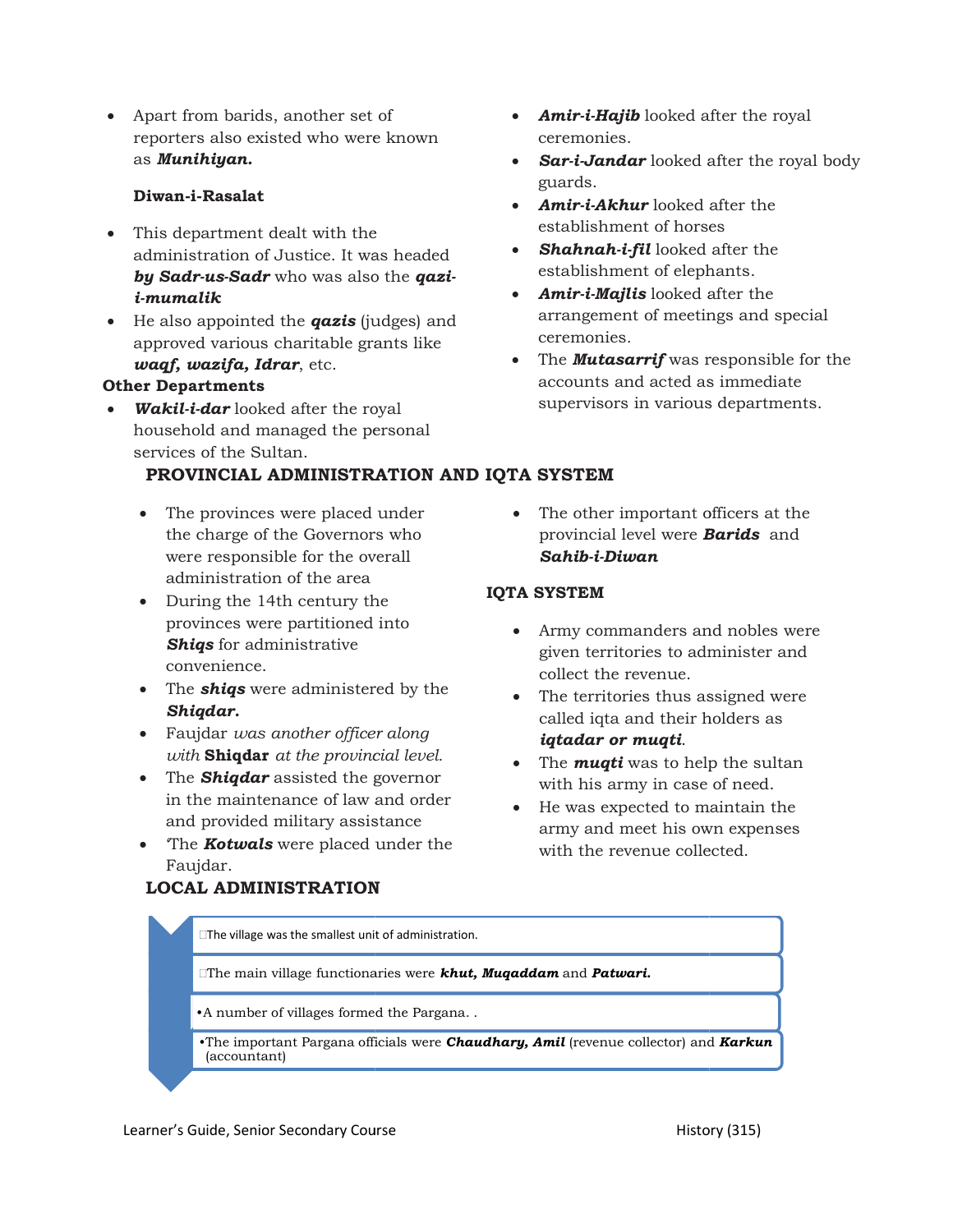- Apart from barids, another set of reporters also existed who were known as ***Munihiyan.***

**Diwan-i-Rasalat**

- This department dealt with the administration of Justice. It was headed ***by Sadr-us-Sadr*** who was also the ***qazi-i-mumalik***
- He also appointed the ***qazis*** (judges) and approved various charitable grants like ***waqf, wazifa, Idrar***, etc.

**Other Departments**

- ***Wakil-i-dar*** looked after the royal household and managed the personal services of the Sultan.
- ***Amir-i-Hajib*** looked after the royal ceremonies.
- ***Sar-i-Jandar*** looked after the royal body guards.
- ***Amir-i-Akhur*** looked after the establishment of horses
- ***Shahnah-i-fil*** looked after the establishment of elephants.
- ***Amir-i-Majlis*** looked after the arrangement of meetings and special ceremonies.
- The ***Mutasarrif*** was responsible for the accounts and acted as immediate supervisors in various departments.

## PROVINCIAL ADMINISTRATION AND IQTA SYSTEM

- The provinces were placed under the charge of the Governors who were responsible for the overall administration of the area
- During the 14th century the provinces were partitioned into ***Shiqs*** for administrative convenience.
- The ***shiqs*** were administered by the ***Shiqdar.***
- Faujdar *was another officer along with* **Shiqdar** *at the provincial level.*
- The ***Shiqdar*** assisted the governor in the maintenance of law and order and provided military assistance
- 'The ***Kotwals*** were placed under the Faujdar.
- The other important officers at the provincial level were ***Barids*** and ***Sahib-i-Diwan***

**IQTA SYSTEM**

- Army commanders and nobles were given territories to administer and collect the revenue.
- The territories thus assigned were called iqta and their holders as ***iqtadar or muqti***.
- The ***muqti*** was to help the sultan with his army in case of need.
- He was expected to maintain the army and meet his own expenses with the revenue collected.

## LOCAL ADMINISTRATION

- The village was the smallest unit of administration.
- The main village functionaries were ***khut, Muqaddam*** and ***Patwari.***
- A number of villages formed the Pargana. .
- The important Pargana officials were ***Chaudhary, Amil*** (revenue collector) and ***Karkun*** (accountant)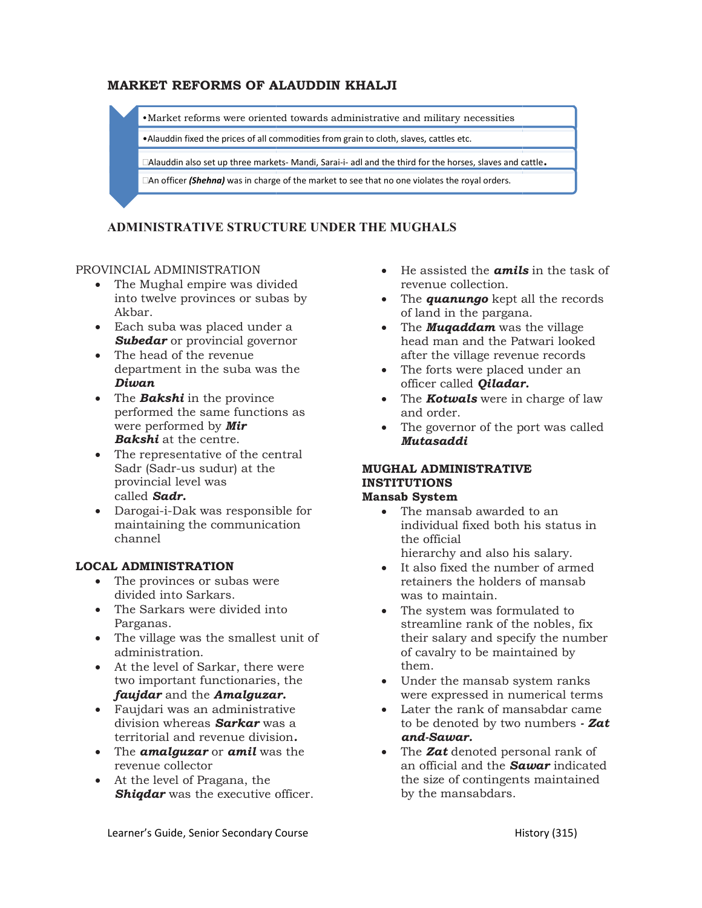## MARKET REFORMS OF ALAUDDIN KHALJI

- Market reforms were oriented towards administrative and military necessities
- Alauddin fixed the prices of all commodities from grain to cloth, slaves, cattles etc.
- Alauddin also set up three markets- Mandi, Sarai-i- adl and the third for the horses, slaves and cattle.
- An officer ***(Shehna)*** was in charge of the market to see that no one violates the royal orders.

## ADMINISTRATIVE STRUCTURE UNDER THE MUGHALS

PROVINCIAL ADMINISTRATION

- The Mughal empire was divided into twelve provinces or subas by Akbar.
- Each suba was placed under a ***Subedar*** or provincial governor
- The head of the revenue department in the suba was the ***Diwan***
- The ***Bakshi*** in the province performed the same functions as were performed by ***Mir Bakshi*** at the centre.
- The representative of the central Sadr (Sadr-us sudur) at the provincial level was called ***Sadr.***
- Darogai-i-Dak was responsible for maintaining the communication channel

**LOCAL ADMINISTRATION**

- The provinces or subas were divided into Sarkars.
- The Sarkars were divided into Parganas.
- The village was the smallest unit of administration.
- At the level of Sarkar, there were two important functionaries, the ***faujdar*** and the ***Amalguzar.***
- Faujdari was an administrative division whereas ***Sarkar*** was a territorial and revenue division**.**
- The ***amalguzar*** or ***amil*** was the revenue collector
- At the level of Pragana, the ***Shiqdar*** was the executive officer.
- He assisted the ***amils*** in the task of revenue collection.
- The ***quanungo*** kept all the records of land in the pargana.
- The ***Muqaddam*** was the village head man and the Patwari looked after the village revenue records
- The forts were placed under an officer called ***Qiladar.***
- The ***Kotwals*** were in charge of law and order.
- The governor of the port was called ***Mutasaddi***

**MUGHAL ADMINISTRATIVE INSTITUTIONS**

**Mansab System**

- The mansab awarded to an individual fixed both his status in the official hierarchy and also his salary.
- It also fixed the number of armed retainers the holders of mansab was to maintain.
- The system was formulated to streamline rank of the nobles, fix their salary and specify the number of cavalry to be maintained by them.
- Under the mansab system ranks were expressed in numerical terms
- Later the rank of mansabdar came to be denoted by two numbers ***- Zat and-Sawar.***
- The ***Zat*** denoted personal rank of an official and the ***Sawar*** indicated the size of contingents maintained by the mansabdars.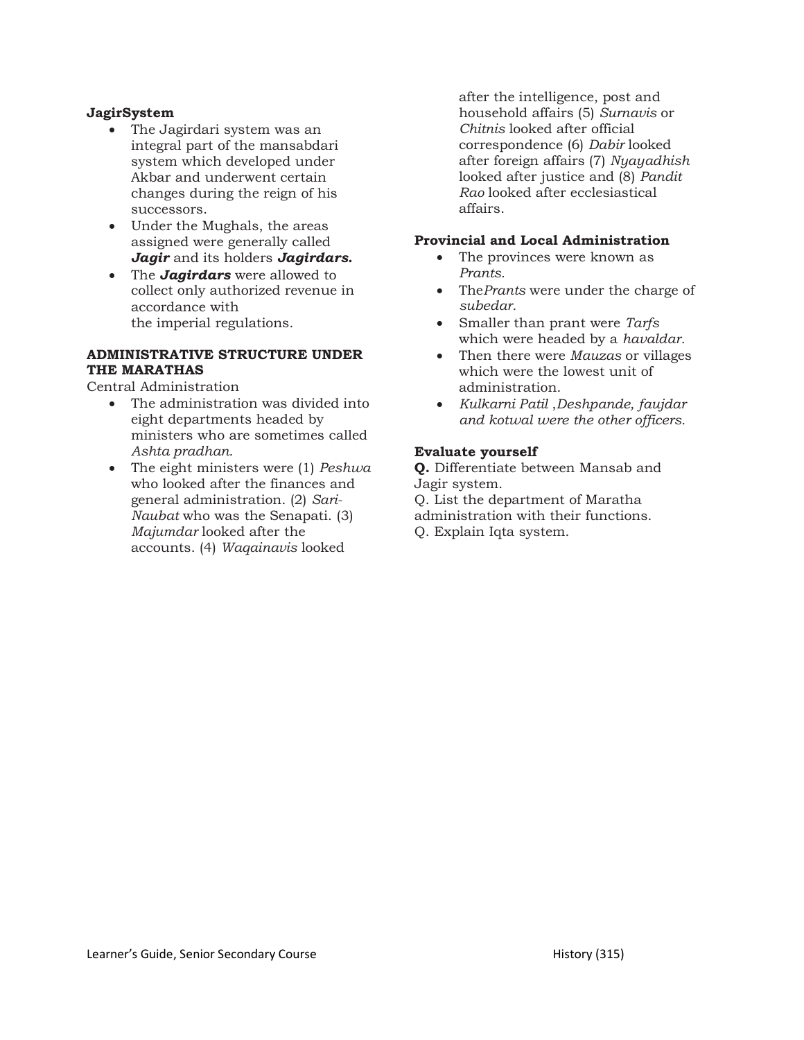**JagirSystem**

- The Jagirdari system was an integral part of the mansabdari system which developed under Akbar and underwent certain changes during the reign of his successors.
- Under the Mughals, the areas assigned were generally called ***Jagir*** and its holders ***Jagirdars.***
- The ***Jagirdars*** were allowed to collect only authorized revenue in accordance with the imperial regulations.

**ADMINISTRATIVE STRUCTURE UNDER THE MARATHAS**

Central Administration

- The administration was divided into eight departments headed by ministers who are sometimes called *Ashta pradhan.*
- The eight ministers were (1) *Peshwa* who looked after the finances and general administration. (2) *Sari-Naubat* who was the Senapati. (3) *Majumdar* looked after the accounts. (4) *Waqainavis* looked after the intelligence, post and household affairs (5) *Surnavis* or *Chitnis* looked after official correspondence (6) *Dabir* looked after foreign affairs (7) *Nyayadhish* looked after justice and (8) *Pandit Rao* looked after ecclesiastical affairs.

**Provincial and Local Administration**

- The provinces were known as *Prants.*
- The*Prants* were under the charge of *subedar*.
- Smaller than prant were *Tarfs* which were headed by a *havaldar.*
- Then there were *Mauzas* or villages which were the lowest unit of administration.
- *Kulkarni Patil ,Deshpande, faujdar and kotwal were the other officers.*

**Evaluate yourself**

**Q.** Differentiate between Mansab and Jagir system.

Q. List the department of Maratha administration with their functions.

Q. Explain Iqta system.